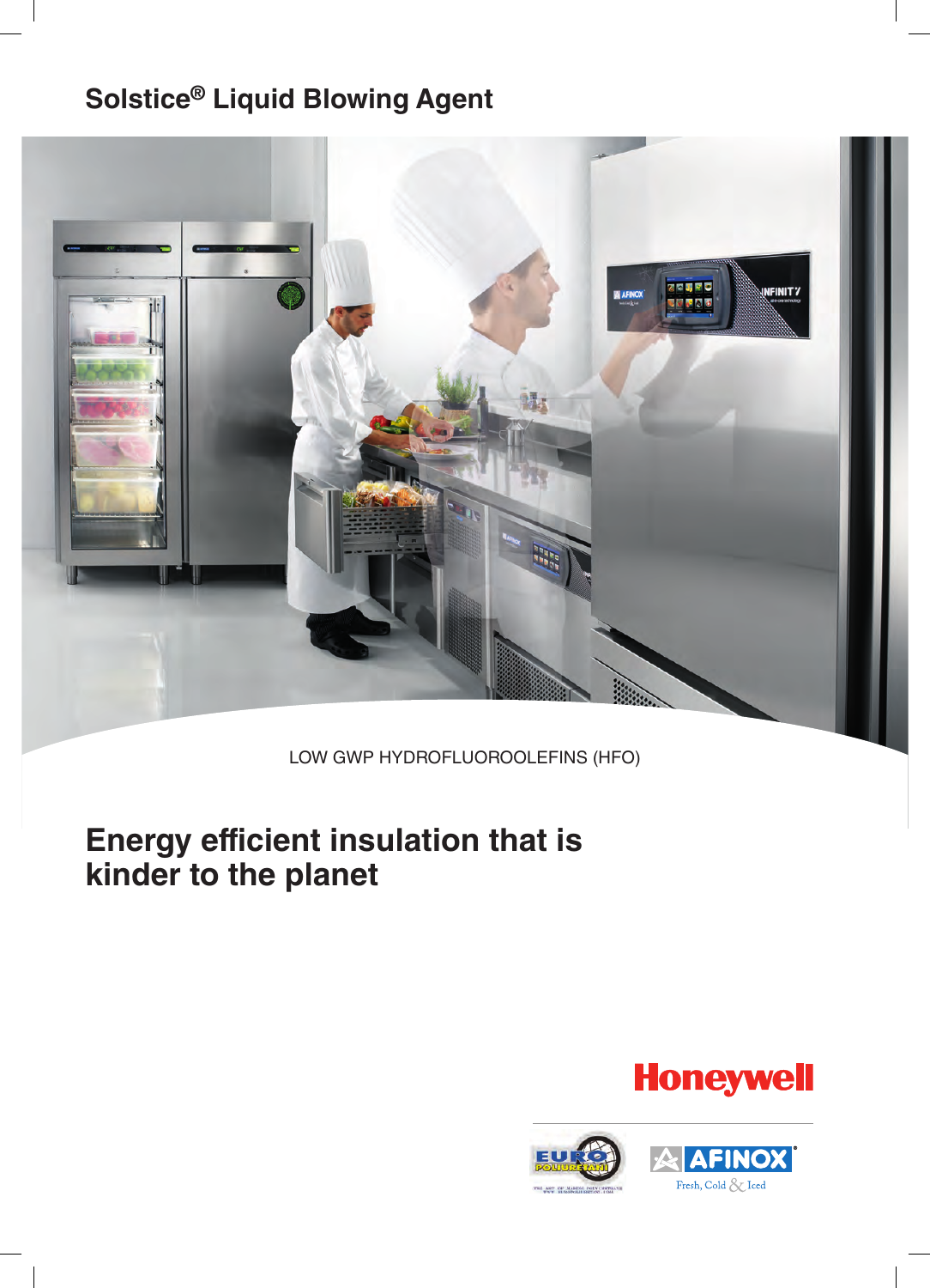# Solstice® Liquid Blowing Agent

LOW GWP HYDROFLUOROOLEFINS (HFO)

## Energy efficient insulation that is kinder to the planet

Honeywell

EURO POLIURETANI

AFINOX

Fresh, Cold & Iced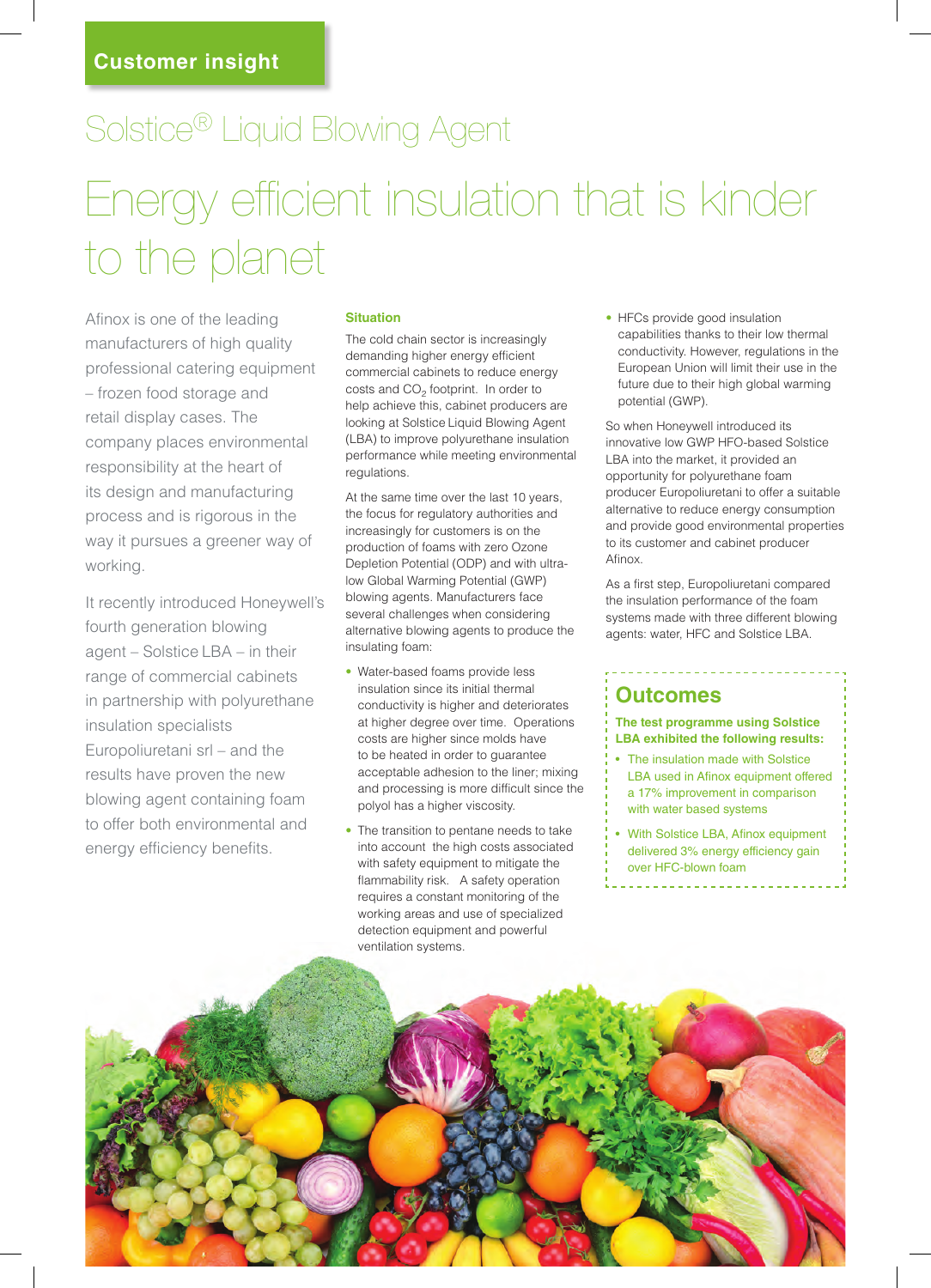Customer insight

# Solstice® Liquid Blowing Agent

# Energy efficient insulation that is kinder to the planet

Afinox is one of the leading manufacturers of high quality professional catering equipment – frozen food storage and retail display cases. The company places environmental responsibility at the heart of its design and manufacturing process and is rigorous in the way it pursues a greener way of working.

It recently introduced Honeywell's fourth generation blowing agent – Solstice LBA – in their range of commercial cabinets in partnership with polyurethane insulation specialists Europoliuretani srl – and the results have proven the new blowing agent containing foam to offer both environmental and energy efficiency benefits.

### Situation

The cold chain sector is increasingly demanding higher energy efficient commercial cabinets to reduce energy costs and $CO_2$ footprint. In order to help achieve this, cabinet producers are looking at Solstice Liquid Blowing Agent (LBA) to improve polyurethane insulation performance while meeting environmental regulations.

At the same time over the last 10 years, the focus for regulatory authorities and increasingly for customers is on the production of foams with zero Ozone Depletion Potential (ODP) and with ultra-low Global Warming Potential (GWP) blowing agents. Manufacturers face several challenges when considering alternative blowing agents to produce the insulating foam:

- Water-based foams provide less insulation since its initial thermal conductivity is higher and deteriorates at higher degree over time. Operations costs are higher since molds have to be heated in order to guarantee acceptable adhesion to the liner; mixing and processing is more difficult since the polyol has a higher viscosity.
- The transition to pentane needs to take into account the high costs associated with safety equipment to mitigate the flammability risk. A safety operation requires a constant monitoring of the working areas and use of specialized detection equipment and powerful ventilation systems.
- HFCs provide good insulation capabilities thanks to their low thermal conductivity. However, regulations in the European Union will limit their use in the future due to their high global warming potential (GWP).

So when Honeywell introduced its innovative low GWP HFO-based Solstice LBA into the market, it provided an opportunity for polyurethane foam producer Europoliuretani to offer a suitable alternative to reduce energy consumption and provide good environmental properties to its customer and cabinet producer Afinox.

As a first step, Europoliuretani compared the insulation performance of the foam systems made with three different blowing agents: water, HFC and Solstice LBA.

## Outcomes

**The test programme using Solstice LBA exhibited the following results:**

- The insulation made with Solstice LBA used in Afinox equipment offered a 17% improvement in comparison with water based systems
- With Solstice LBA, Afinox equipment delivered 3% energy efficiency gain over HFC-blown foam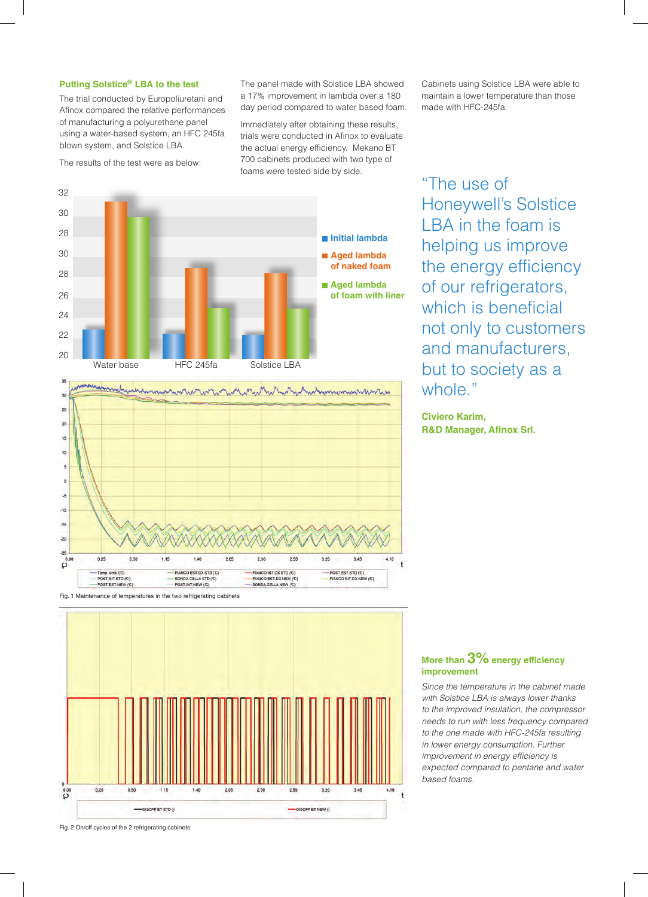## Putting Solstice® LBA to the test

The trial conducted by Europoliuretani and Afinox compared the relative performances of manufacturing a polyurethane panel using a water-based system, an HFC 245fa blown system, and Solstice LBA.

The results of the test were as below:

The panel made with Solstice LBA showed a 17% improvement in lambda over a 180 day period compared to water based foam.

Immediately after obtaining these results, trials were conducted in Afinox to evaluate the actual energy efficiency. Mekano BT 700 cabinets produced with two type of foams were tested side by side.

Cabinets using Solstice LBA were able to maintain a lower temperature than those made with HFC-245fa.

32
30
28
30
28
26
24
22
20

Water base
HFC 245fa
Solstice LBA

Initial lambda
Aged lambda of naked foam
Aged lambda of foam with liner

Fig. 1 Maintenance of temperatures in the two refrigerating cabinets

Fig. 2 On/off cycles of the 2 refrigerating cabinets

> "The use of Honeywell's Solstice LBA in the foam is helping us improve the energy efficiency of our refrigerators, which is beneficial not only to customers and manufacturers, but to society as a whole."

**Civiero Karim,**
**R&D Manager, Afinox Srl.**

### More than 3% energy efficiency improvement

*Since the temperature in the cabinet made with Solstice LBA is always lower thanks to the improved insulation, the compressor needs to run with less frequency compared to the one made with HFC-245fa resulting in lower energy consumption. Further improvement in energy efficiency is expected compared to pentane and water based foams.*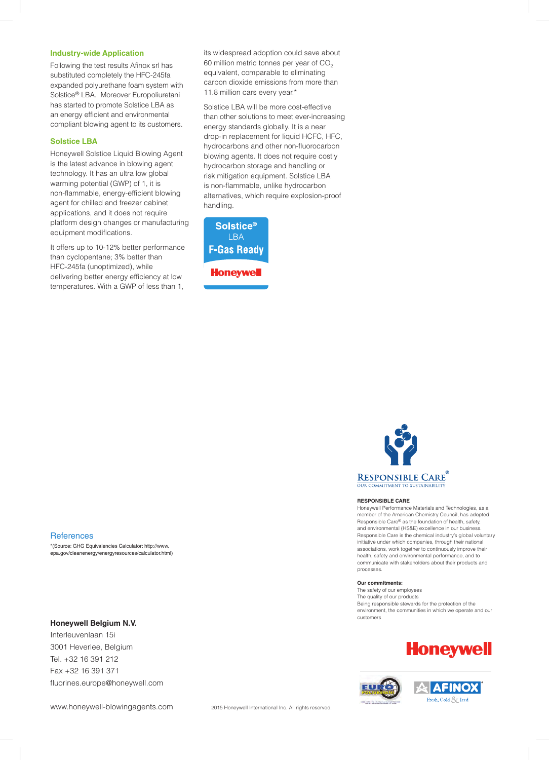## Industry-wide Application

Following the test results Afinox srl has substituted completely the HFC-245fa expanded polyurethane foam system with Solstice® LBA. Moreover Europoliuretani has started to promote Solstice LBA as an energy efficient and environmental compliant blowing agent to its customers.

## Solstice LBA

Honeywell Solstice Liquid Blowing Agent is the latest advance in blowing agent technology. It has an ultra low global warming potential (GWP) of 1, it is non-flammable, energy-efficient blowing agent for chilled and freezer cabinet applications, and it does not require platform design changes or manufacturing equipment modifications.

It offers up to 10-12% better performance than cyclopentane; 3% better than HFC-245fa (unoptimized), while delivering better energy efficiency at low temperatures. With a GWP of less than 1, its widespread adoption could save about 60 million metric tonnes per year of $CO_2$ equivalent, comparable to eliminating carbon dioxide emissions from more than 11.8 million cars every year.*

Solstice LBA will be more cost-effective than other solutions to meet ever-increasing energy standards globally. It is a near drop-in replacement for liquid HCFC, HFC, hydrocarbons and other non-fluorocarbon blowing agents. It does not require costly hydrocarbon storage and handling or risk mitigation equipment. Solstice LBA is non-flammable, unlike hydrocarbon alternatives, which require explosion-proof handling.

Solstice® LBA F-Gas Ready Honeywell

## References

*(Source: GHG Equivalencies Calculator: http://www.epa.gov/cleanenergy/energyresources/calculator.html)

RESPONSIBLE CARE® OUR COMMITMENT TO SUSTAINABILITY

**RESPONSIBLE CARE**

Honeywell Performance Materials and Technologies, as a member of the American Chemistry Council, has adopted Responsible Care® as the foundation of health, safety, and environmental (HS&E) excellence in our business. Responsible Care is the chemical industry's global voluntary initiative under which companies, through their national associations, work together to continuously improve their health, safety and environmental performance, and to communicate with stakeholders about their products and processes.

**Our commitments:**

The safety of our employees
The quality of our products
Being responsible stewards for the protection of the environment, the communities in which we operate and our customers

**Honeywell Belgium N.V.**
Interleuvenlaan 15i
3001 Heverlee, Belgium
Tel. +32 16 391 212
Fax +32 16 391 371
fluorines.europe@honeywell.com

www.honeywell-blowingagents.com

2015 Honeywell International Inc. All rights reserved.

Honeywell

EURO POLIURETANI

AFINOX Fresh, Cold & Iced